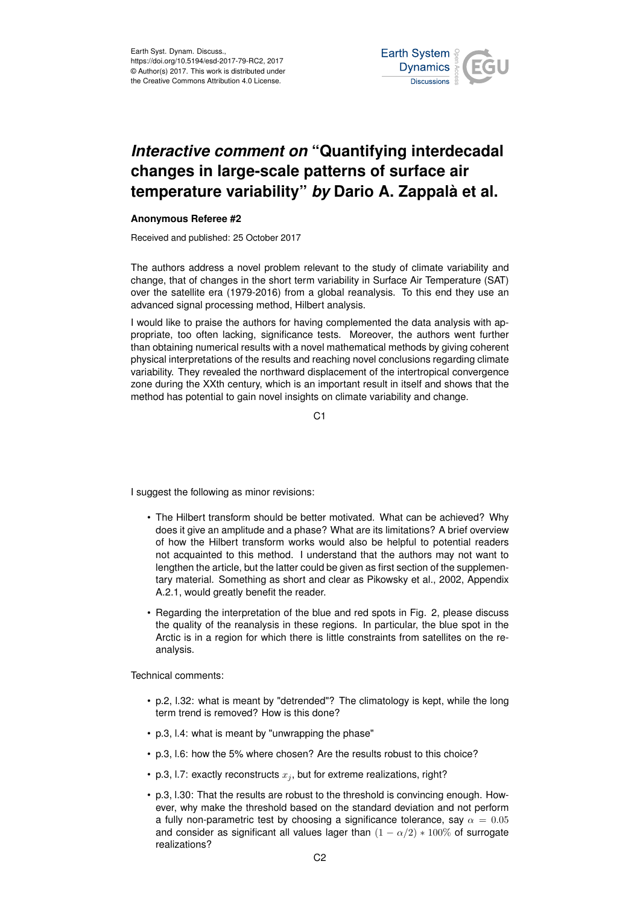Earth Syst. Dynam. Discuss.,
https://doi.org/10.5194/esd-2017-79-RC2, 2017
© Author(s) 2017. This work is distributed under
the Creative Commons Attribution 4.0 License.

# *Interactive comment on* "Quantifying interdecadal changes in large-scale patterns of surface air temperature variability" *by* Dario A. Zappalà et al.

**Anonymous Referee #2**

Received and published: 25 October 2017

The authors address a novel problem relevant to the study of climate variability and change, that of changes in the short term variability in Surface Air Temperature (SAT) over the satellite era (1979-2016) from a global reanalysis. To this end they use an advanced signal processing method, Hilbert analysis.

I would like to praise the authors for having complemented the data analysis with appropriate, too often lacking, significance tests. Moreover, the authors went further than obtaining numerical results with a novel mathematical methods by giving coherent physical interpretations of the results and reaching novel conclusions regarding climate variability. They revealed the northward displacement of the intertropical convergence zone during the XXth century, which is an important result in itself and shows that the method has potential to gain novel insights on climate variability and change.

I suggest the following as minor revisions:

- The Hilbert transform should be better motivated. What can be achieved? Why does it give an amplitude and a phase? What are its limitations? A brief overview of how the Hilbert transform works would also be helpful to potential readers not acquainted to this method. I understand that the authors may not want to lengthen the article, but the latter could be given as first section of the supplementary material. Something as short and clear as Pikowsky et al., 2002, Appendix A.2.1, would greatly benefit the reader.
- Regarding the interpretation of the blue and red spots in Fig. 2, please discuss the quality of the reanalysis in these regions. In particular, the blue spot in the Arctic is in a region for which there is little constraints from satellites on the reanalysis.

Technical comments:

- p.2, l.32: what is meant by "detrended"? The climatology is kept, while the long term trend is removed? How is this done?
- p.3, l.4: what is meant by "unwrapping the phase"
- p.3, l.6: how the 5% where chosen? Are the results robust to this choice?
- p.3, l.7: exactly reconstructs $x_j$, but for extreme realizations, right?
- p.3, l.30: That the results are robust to the threshold is convincing enough. However, why make the threshold based on the standard deviation and not perform a fully non-parametric test by choosing a significance tolerance, say $\alpha = 0.05$ and consider as significant all values lager than $(1 - \alpha/2) * 100\%$ of surrogate realizations?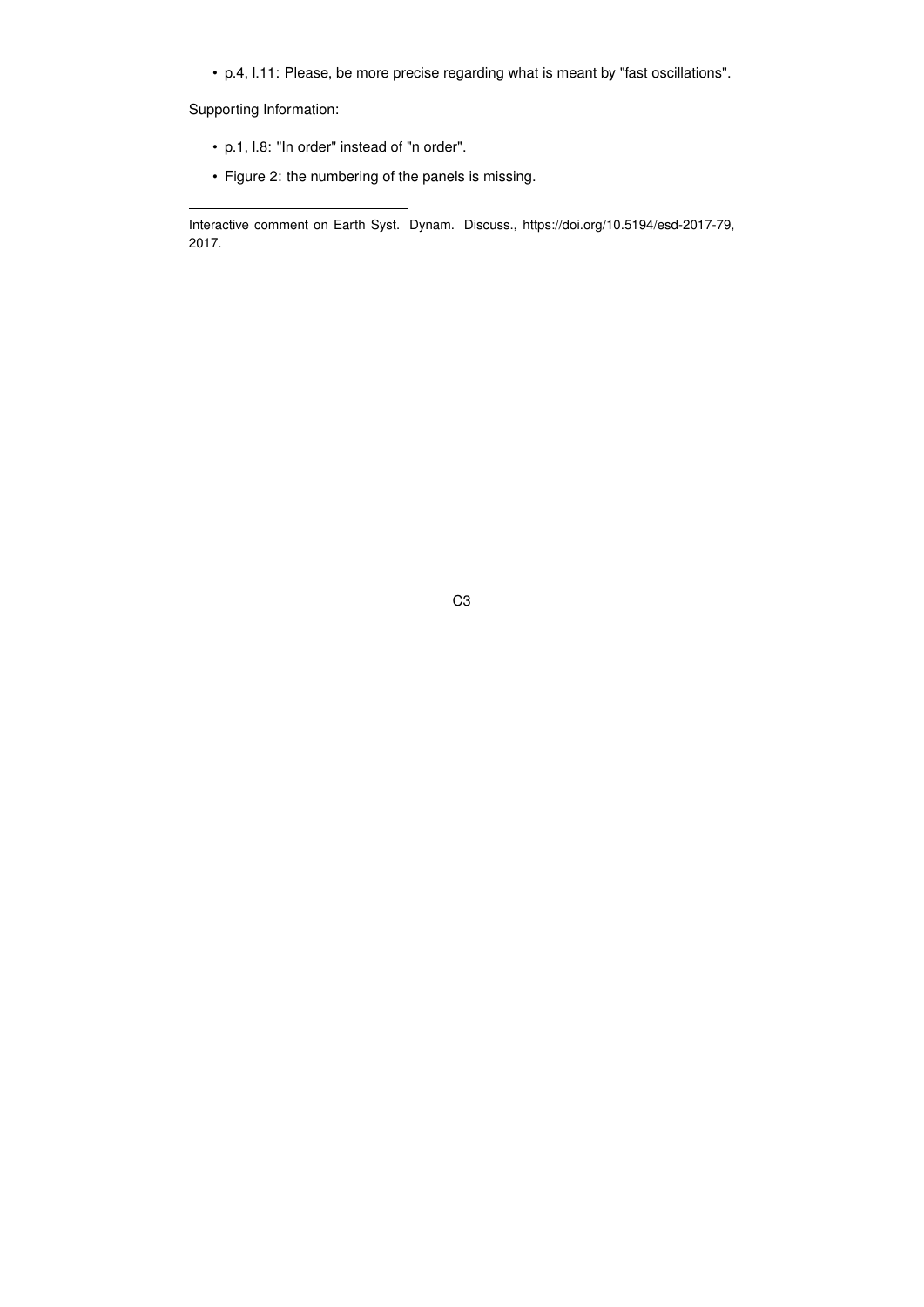- p.4, l.11: Please, be more precise regarding what is meant by "fast oscillations".

Supporting Information:

- p.1, l.8: "In order" instead of "n order".
- Figure 2: the numbering of the panels is missing.

---

Interactive comment on Earth Syst. Dynam. Discuss., https://doi.org/10.5194/esd-2017-79, 2017.